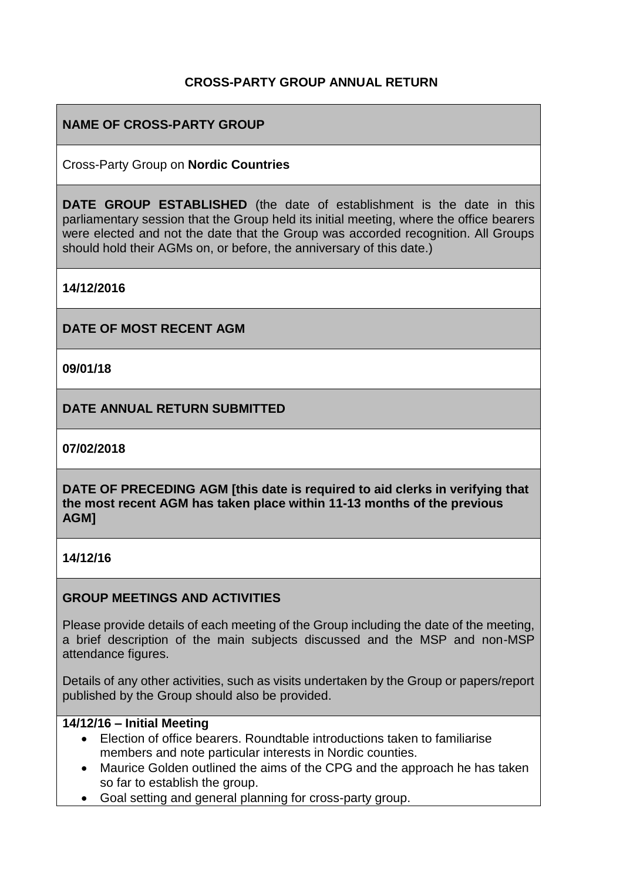# CROSS-PARTY GROUP ANNUAL RETURN

## NAME OF CROSS-PARTY GROUP

Cross-Party Group on **Nordic Countries**

**DATE GROUP ESTABLISHED** (the date of establishment is the date in this parliamentary session that the Group held its initial meeting, where the office bearers were elected and not the date that the Group was accorded recognition. All Groups should hold their AGMs on, or before, the anniversary of this date.)

**14/12/2016**

## DATE OF MOST RECENT AGM

**09/01/18**

## DATE ANNUAL RETURN SUBMITTED

**07/02/2018**

**DATE OF PRECEDING AGM [this date is required to aid clerks in verifying that the most recent AGM has taken place within 11-13 months of the previous AGM]**

**14/12/16**

## GROUP MEETINGS AND ACTIVITIES

Please provide details of each meeting of the Group including the date of the meeting, a brief description of the main subjects discussed and the MSP and non-MSP attendance figures.

Details of any other activities, such as visits undertaken by the Group or papers/report published by the Group should also be provided.

**14/12/16 – Initial Meeting**

- Election of office bearers. Roundtable introductions taken to familiarise members and note particular interests in Nordic counties.
- Maurice Golden outlined the aims of the CPG and the approach he has taken so far to establish the group.
- Goal setting and general planning for cross-party group.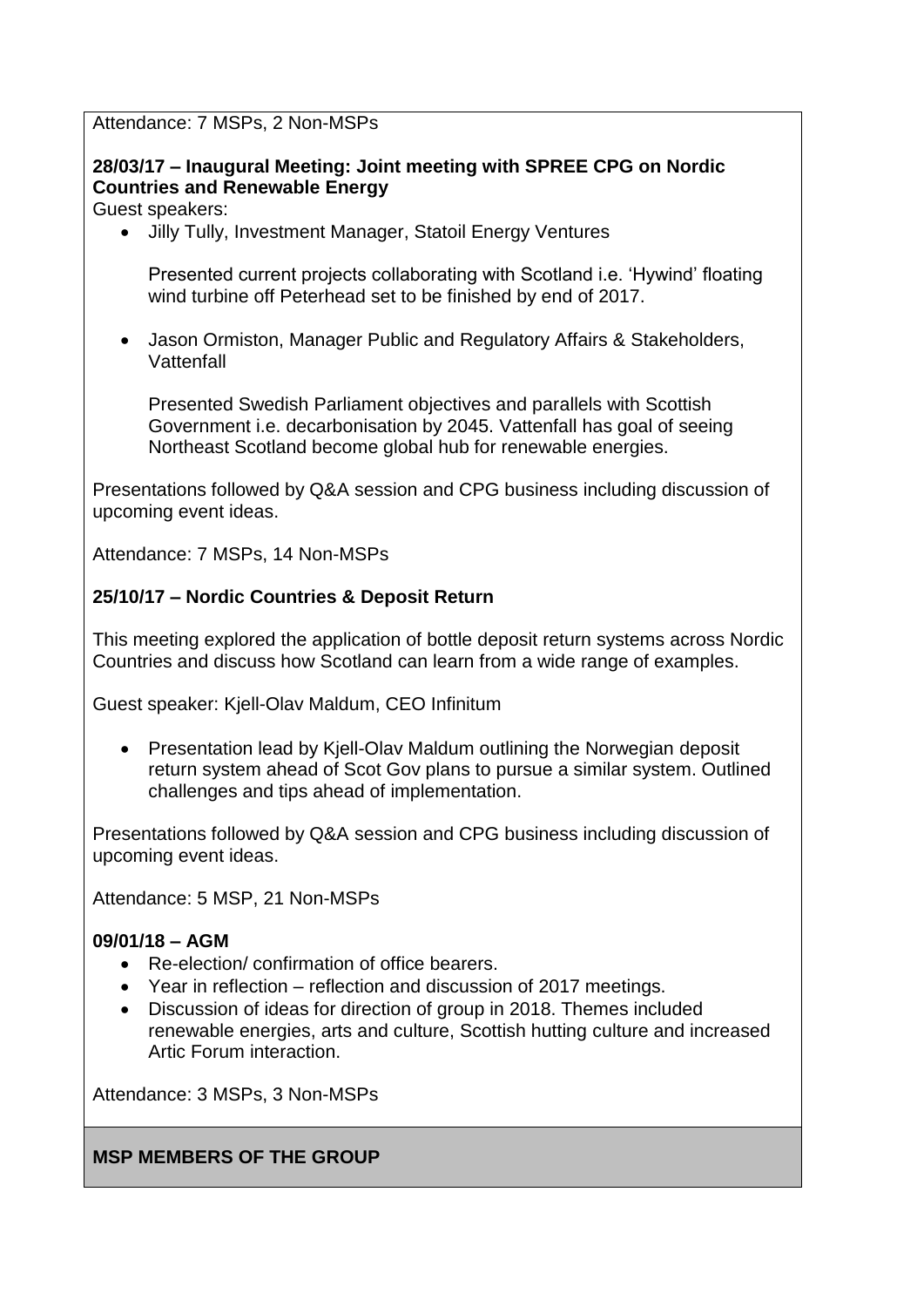Attendance: 7 MSPs, 2 Non-MSPs

**28/03/17 – Inaugural Meeting: Joint meeting with SPREE CPG on Nordic Countries and Renewable Energy**

Guest speakers:

- Jilly Tully, Investment Manager, Statoil Energy Ventures

  Presented current projects collaborating with Scotland i.e. 'Hywind' floating wind turbine off Peterhead set to be finished by end of 2017.

- Jason Ormiston, Manager Public and Regulatory Affairs & Stakeholders, Vattenfall

  Presented Swedish Parliament objectives and parallels with Scottish Government i.e. decarbonisation by 2045. Vattenfall has goal of seeing Northeast Scotland become global hub for renewable energies.

Presentations followed by Q&A session and CPG business including discussion of upcoming event ideas.

Attendance: 7 MSPs, 14 Non-MSPs

**25/10/17 – Nordic Countries & Deposit Return**

This meeting explored the application of bottle deposit return systems across Nordic Countries and discuss how Scotland can learn from a wide range of examples.

Guest speaker: Kjell-Olav Maldum, CEO Infinitum

- Presentation lead by Kjell-Olav Maldum outlining the Norwegian deposit return system ahead of Scot Gov plans to pursue a similar system. Outlined challenges and tips ahead of implementation.

Presentations followed by Q&A session and CPG business including discussion of upcoming event ideas.

Attendance: 5 MSP, 21 Non-MSPs

**09/01/18 – AGM**

- Re-election/ confirmation of office bearers.
- Year in reflection – reflection and discussion of 2017 meetings.
- Discussion of ideas for direction of group in 2018. Themes included renewable energies, arts and culture, Scottish hutting culture and increased Artic Forum interaction.

Attendance: 3 MSPs, 3 Non-MSPs

**MSP MEMBERS OF THE GROUP**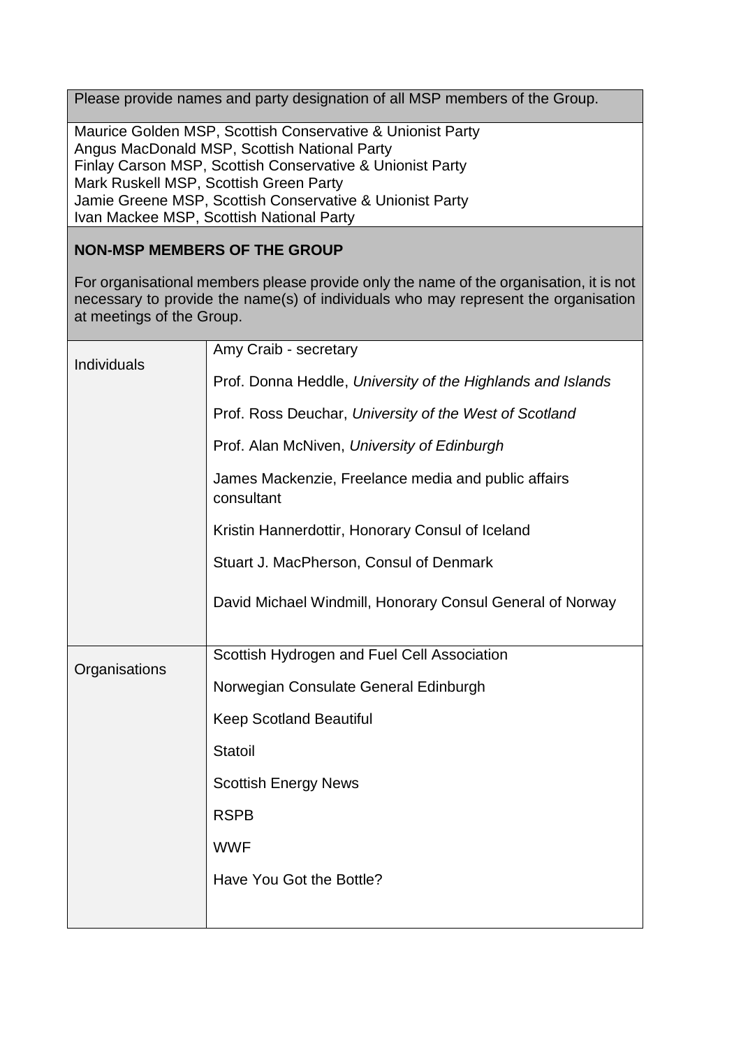Please provide names and party designation of all MSP members of the Group.

Maurice Golden MSP, Scottish Conservative & Unionist Party
Angus MacDonald MSP, Scottish National Party
Finlay Carson MSP, Scottish Conservative & Unionist Party
Mark Ruskell MSP, Scottish Green Party
Jamie Greene MSP, Scottish Conservative & Unionist Party
Ivan Mackee MSP, Scottish National Party

**NON-MSP MEMBERS OF THE GROUP**

For organisational members please provide only the name of the organisation, it is not necessary to provide the name(s) of individuals who may represent the organisation at meetings of the Group.

| | |
|---|---|
| Individuals | Amy Craib - secretary<br><br>Prof. Donna Heddle, *University of the Highlands and Islands*<br><br>Prof. Ross Deuchar, *University of the West of Scotland*<br><br>Prof. Alan McNiven, *University of Edinburgh*<br><br>James Mackenzie, Freelance media and public affairs consultant<br><br>Kristin Hannerdottir, Honorary Consul of Iceland<br><br>Stuart J. MacPherson, Consul of Denmark<br><br>David Michael Windmill, Honorary Consul General of Norway |
| Organisations | Scottish Hydrogen and Fuel Cell Association<br><br>Norwegian Consulate General Edinburgh<br><br>Keep Scotland Beautiful<br><br>Statoil<br><br>Scottish Energy News<br><br>RSPB<br><br>WWF<br><br>Have You Got the Bottle? |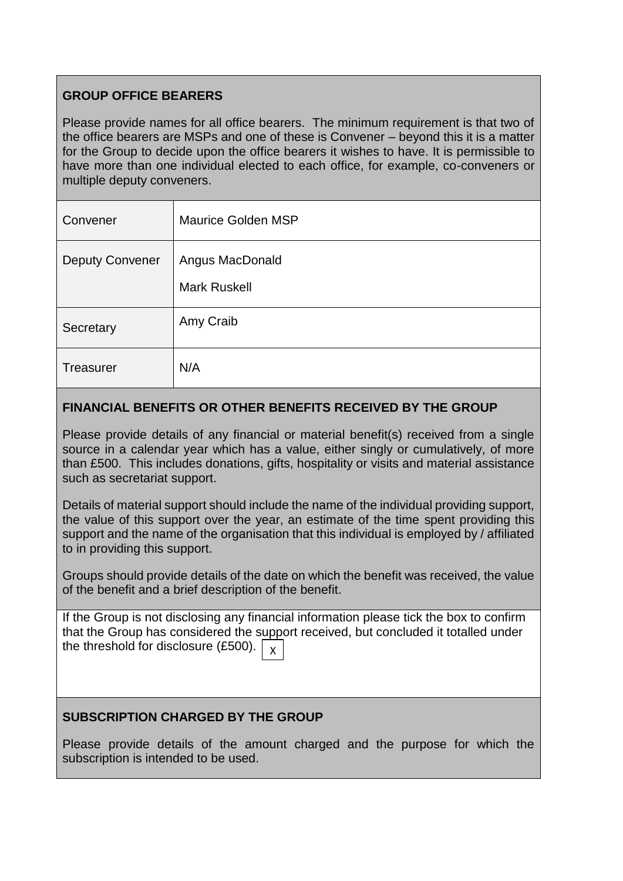## GROUP OFFICE BEARERS

Please provide names for all office bearers. The minimum requirement is that two of the office bearers are MSPs and one of these is Convener – beyond this it is a matter for the Group to decide upon the office bearers it wishes to have. It is permissible to have more than one individual elected to each office, for example, co-conveners or multiple deputy conveners.

| | |
|---|---|
| Convener | Maurice Golden MSP |
| Deputy Convener | Angus MacDonald<br>Mark Ruskell |
| Secretary | Amy Craib |
| Treasurer | N/A |

## FINANCIAL BENEFITS OR OTHER BENEFITS RECEIVED BY THE GROUP

Please provide details of any financial or material benefit(s) received from a single source in a calendar year which has a value, either singly or cumulatively, of more than £500. This includes donations, gifts, hospitality or visits and material assistance such as secretariat support.

Details of material support should include the name of the individual providing support, the value of this support over the year, an estimate of the time spent providing this support and the name of the organisation that this individual is employed by / affiliated to in providing this support.

Groups should provide details of the date on which the benefit was received, the value of the benefit and a brief description of the benefit.

If the Group is not disclosing any financial information please tick the box to confirm that the Group has considered the support received, but concluded it totalled under the threshold for disclosure (£500). [X]

## SUBSCRIPTION CHARGED BY THE GROUP

Please provide details of the amount charged and the purpose for which the subscription is intended to be used.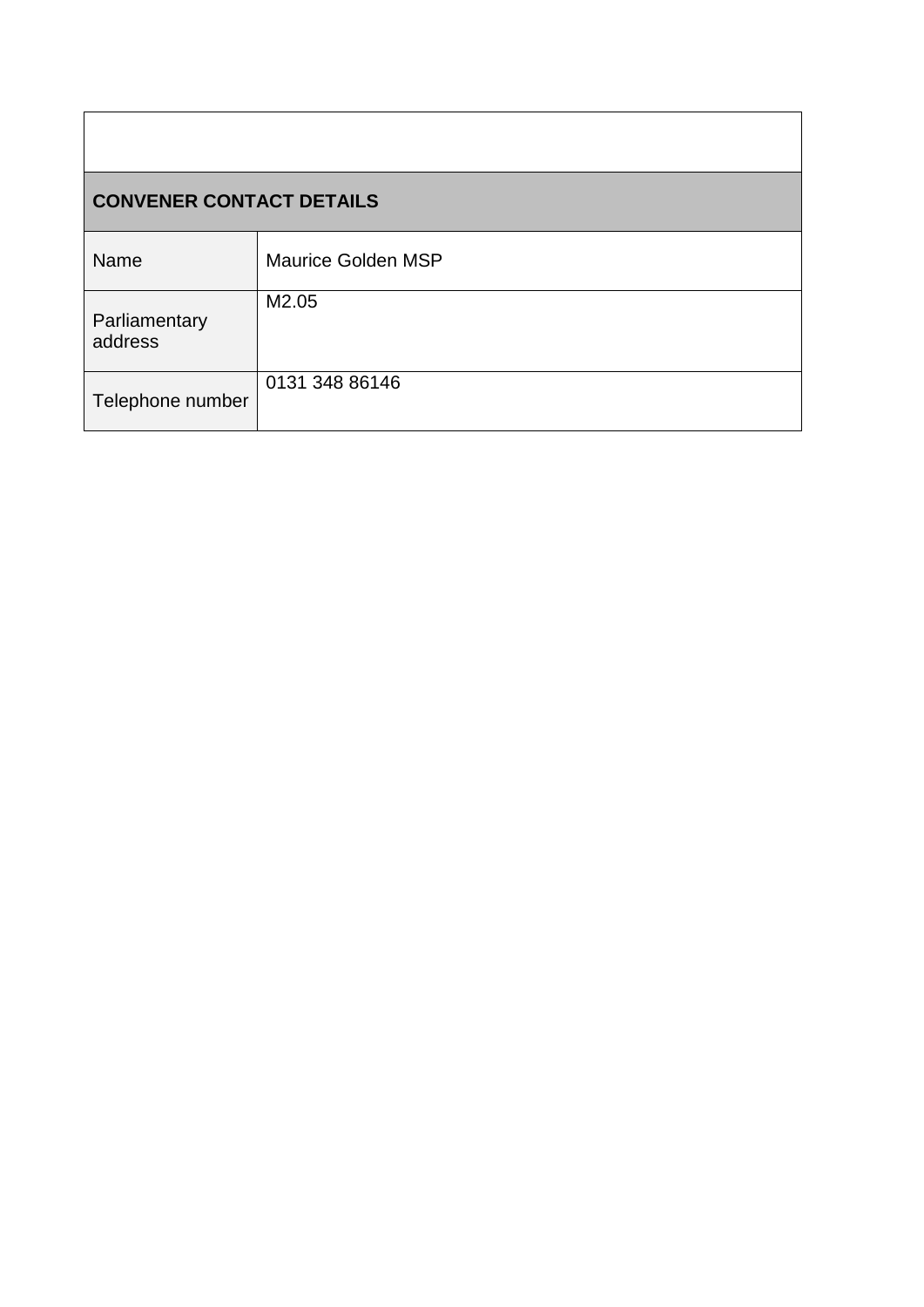| | |
|---|---|
| **CONVENER CONTACT DETAILS** | |
| Name | Maurice Golden MSP |
| Parliamentary address | M2.05 |
| Telephone number | 0131 348 86146 |